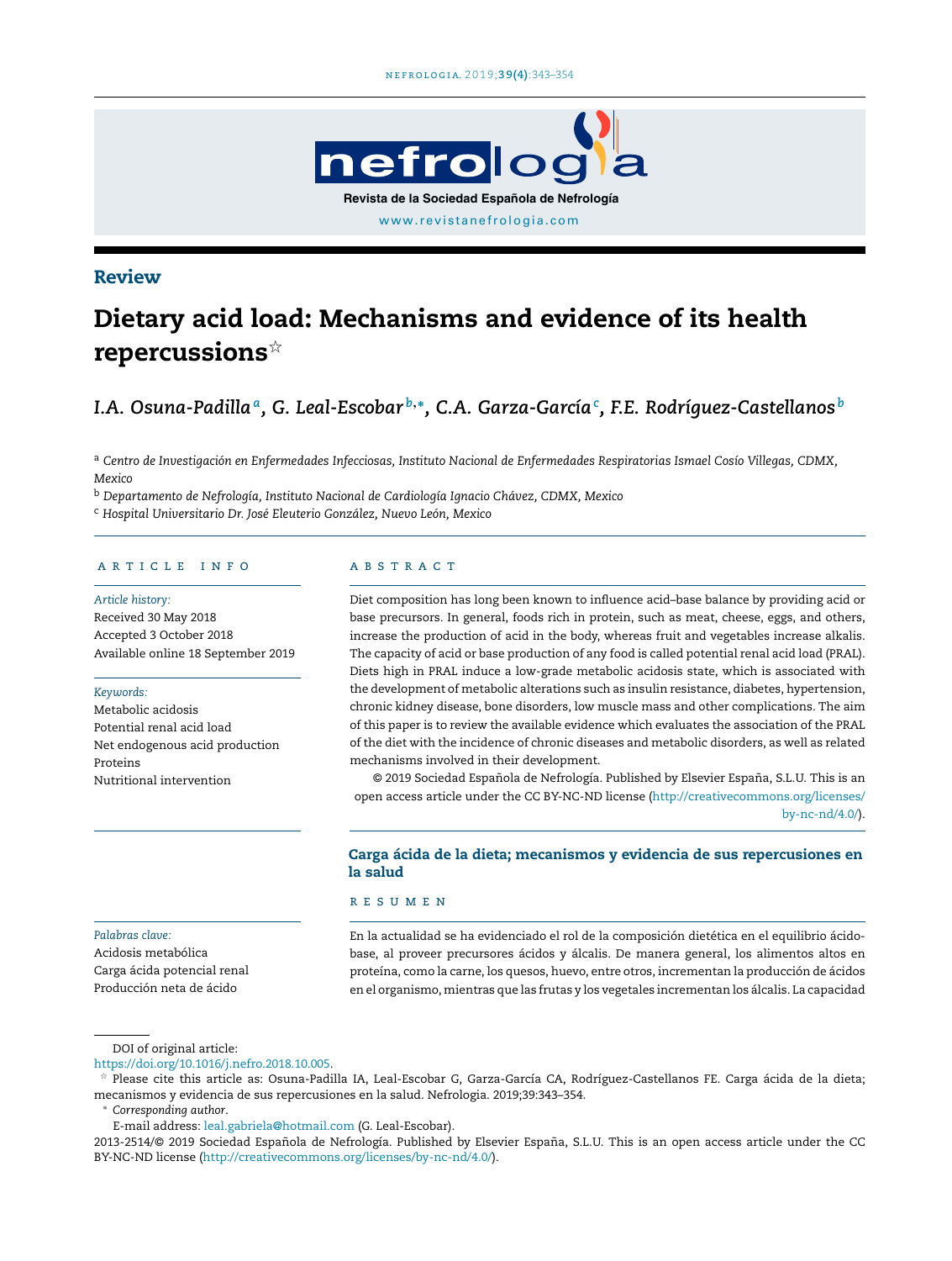Review

# Dietary acid load: Mechanisms and evidence of its health repercussions☆

*I.A. Osuna-Padilla*[a], *G. Leal-Escobar*[b,*], *C.A. Garza-García*[c], *F.E. Rodríguez-Castellanos*[b]

[a] *Centro de Investigación en Enfermedades Infecciosas, Instituto Nacional de Enfermedades Respiratorias Ismael Cosío Villegas, CDMX, Mexico*

[b] *Departamento de Nefrología, Instituto Nacional de Cardiología Ignacio Chávez, CDMX, Mexico*

[c] *Hospital Universitario Dr. José Eleuterio González, Nuevo León, Mexico*

## ARTICLE INFO

*Article history:*
Received 30 May 2018
Accepted 3 October 2018
Available online 18 September 2019

*Keywords:*
Metabolic acidosis
Potential renal acid load
Net endogenous acid production
Proteins
Nutritional intervention

## ABSTRACT

Diet composition has long been known to influence acid–base balance by providing acid or base precursors. In general, foods rich in protein, such as meat, cheese, eggs, and others, increase the production of acid in the body, whereas fruit and vegetables increase alkalis. The capacity of acid or base production of any food is called potential renal acid load (PRAL). Diets high in PRAL induce a low-grade metabolic acidosis state, which is associated with the development of metabolic alterations such as insulin resistance, diabetes, hypertension, chronic kidney disease, bone disorders, low muscle mass and other complications. The aim of this paper is to review the available evidence which evaluates the association of the PRAL of the diet with the incidence of chronic diseases and metabolic disorders, as well as related mechanisms involved in their development.

© 2019 Sociedad Española de Nefrología. Published by Elsevier España, S.L.U. This is an open access article under the CC BY-NC-ND license (http://creativecommons.org/licenses/by-nc-nd/4.0/).

## Carga ácida de la dieta; mecanismos y evidencia de sus repercusiones en la salud

*Palabras clave:*
Acidosis metabólica
Carga ácida potencial renal
Producción neta de ácido

## RESUMEN

En la actualidad se ha evidenciado el rol de la composición dietética en el equilibrio ácido-base, al proveer precursores ácidos y álcalis. De manera general, los alimentos altos en proteína, como la carne, los quesos, huevo, entre otros, incrementan la producción de ácidos en el organismo, mientras que las frutas y los vegetales incrementan los álcalis. La capacidad

---

DOI of original article:
https://doi.org/10.1016/j.nefro.2018.10.005.

☆ Please cite this article as: Osuna-Padilla IA, Leal-Escobar G, Garza-García CA, Rodríguez-Castellanos FE. Carga ácida de la dieta; mecanismos y evidencia de sus repercusiones en la salud. Nefrologia. 2019;39:343–354.

\* *Corresponding author*.
E-mail address: leal.gabriela@hotmail.com (G. Leal-Escobar).

2013-2514/© 2019 Sociedad Española de Nefrología. Published by Elsevier España, S.L.U. This is an open access article under the CC BY-NC-ND license (http://creativecommons.org/licenses/by-nc-nd/4.0/).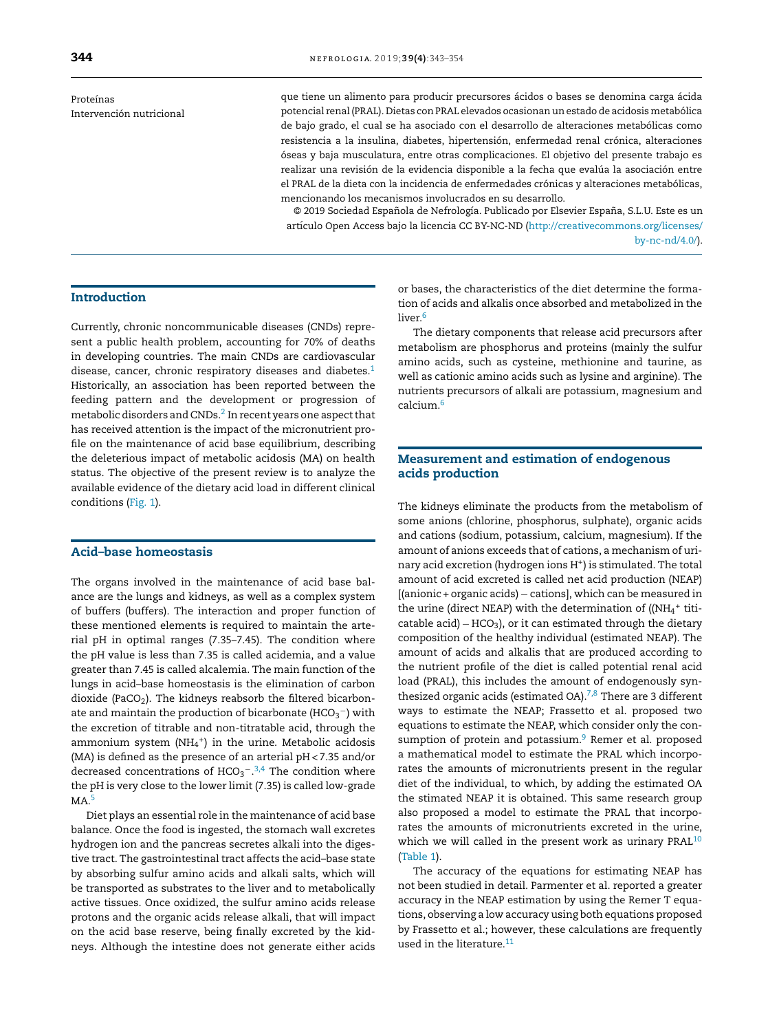Proteínas
Intervención nutricional

que tiene un alimento para producir precursores ácidos o bases se denomina carga ácida potencial renal (PRAL). Dietas con PRAL elevados ocasionan un estado de acidosis metabólica de bajo grado, el cual se ha asociado con el desarrollo de alteraciones metabólicas como resistencia a la insulina, diabetes, hipertensión, enfermedad renal crónica, alteraciones óseas y baja musculatura, entre otras complicaciones. El objetivo del presente trabajo es realizar una revisión de la evidencia disponible a la fecha que evalúa la asociación entre el PRAL de la dieta con la incidencia de enfermedades crónicas y alteraciones metabólicas, mencionando los mecanismos involucrados en su desarrollo.

© 2019 Sociedad Española de Nefrología. Publicado por Elsevier España, S.L.U. Este es un artículo Open Access bajo la licencia CC BY-NC-ND (http://creativecommons.org/licenses/by-nc-nd/4.0/).

## Introduction

Currently, chronic noncommunicable diseases (CNDs) represent a public health problem, accounting for 70% of deaths in developing countries. The main CNDs are cardiovascular disease, cancer, chronic respiratory diseases and diabetes.[1] Historically, an association has been reported between the feeding pattern and the development or progression of metabolic disorders and CNDs.[2] In recent years one aspect that has received attention is the impact of the micronutrient profile on the maintenance of acid base equilibrium, describing the deleterious impact of metabolic acidosis (MA) on health status. The objective of the present review is to analyze the available evidence of the dietary acid load in different clinical conditions (Fig. 1).

## Acid–base homeostasis

The organs involved in the maintenance of acid base balance are the lungs and kidneys, as well as a complex system of buffers (buffers). The interaction and proper function of these mentioned elements is required to maintain the arterial pH in optimal ranges (7.35–7.45). The condition where the pH value is less than 7.35 is called acidemia, and a value greater than 7.45 is called alcalemia. The main function of the lungs in acid–base homeostasis is the elimination of carbon dioxide ($PaCO_2$). The kidneys reabsorb the filtered bicarbonate and maintain the production of bicarbonate ($HCO_3^-$) with the excretion of titrable and non-titratable acid, through the ammonium system ($NH_4^+$) in the urine. Metabolic acidosis (MA) is defined as the presence of an arterial pH < 7.35 and/or decreased concentrations of $HCO_3^-$.[3,4] The condition where the pH is very close to the lower limit (7.35) is called low-grade MA.[5]

Diet plays an essential role in the maintenance of acid base balance. Once the food is ingested, the stomach wall excretes hydrogen ion and the pancreas secretes alkali into the digestive tract. The gastrointestinal tract affects the acid–base state by absorbing sulfur amino acids and alkali salts, which will be transported as substrates to the liver and to metabolically active tissues. Once oxidized, the sulfur amino acids release protons and the organic acids release alkali, that will impact on the acid base reserve, being finally excreted by the kidneys. Although the intestine does not generate either acids or bases, the characteristics of the diet determine the formation of acids and alkalis once absorbed and metabolized in the liver.[6]

The dietary components that release acid precursors after metabolism are phosphorus and proteins (mainly the sulfur amino acids, such as cysteine, methionine and taurine, as well as cationic amino acids such as lysine and arginine). The nutrients precursors of alkali are potassium, magnesium and calcium.[6]

## Measurement and estimation of endogenous acids production

The kidneys eliminate the products from the metabolism of some anions (chlorine, phosphorus, sulphate), organic acids and cations (sodium, potassium, calcium, magnesium). If the amount of anions exceeds that of cations, a mechanism of urinary acid excretion (hydrogen ions $H^+$) is stimulated. The total amount of acid excreted is called net acid production (NEAP) [(anionic + organic acids) − cations], which can be measured in the urine (direct NEAP) with the determination of (($NH_4^+$ titicatable acid) − $HCO_3$), or it can estimated through the dietary composition of the healthy individual (estimated NEAP). The amount of acids and alkalis that are produced according to the nutrient profile of the diet is called potential renal acid load (PRAL), this includes the amount of endogenously synthesized organic acids (estimated OA).[7,8] There are 3 different ways to estimate the NEAP; Frassetto et al. proposed two equations to estimate the NEAP, which consider only the consumption of protein and potassium.[9] Remer et al. proposed a mathematical model to estimate the PRAL which incorporates the amounts of micronutrients present in the regular diet of the individual, to which, by adding the estimated OA the stimated NEAP it is obtained. This same research group also proposed a model to estimate the PRAL that incorporates the amounts of micronutrients excreted in the urine, which we will called in the present work as urinary PRAL[10] (Table 1).

The accuracy of the equations for estimating NEAP has not been studied in detail. Parmenter et al. reported a greater accuracy in the NEAP estimation by using the Remer T equations, observing a low accuracy using both equations proposed by Frassetto et al.; however, these calculations are frequently used in the literature.[11]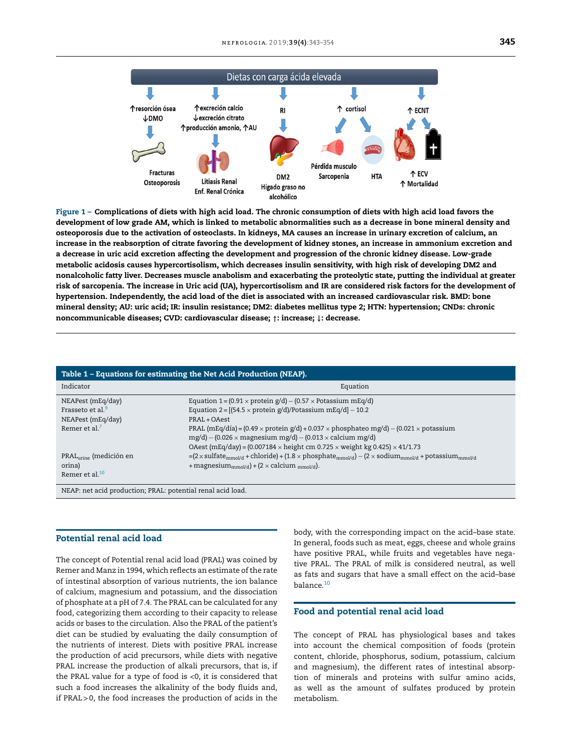Figure 1 – Complications of diets with high acid load. The chronic consumption of diets with high acid load favors the development of low grade AM, which is linked to metabolic abnormalities such as a decrease in bone mineral density and osteoporosis due to the activation of osteoclasts. In kidneys, MA causes an increase in urinary excretion of calcium, an increase in the reabsorption of citrate favoring the development of kidney stones, an increase in ammonium excretion and a decrease in uric acid excretion affecting the development and progression of the chronic kidney disease. Low-grade metabolic acidosis causes hypercortisolism, which decreases insulin sensitivity, with high risk of developing DM2 and nonalcoholic fatty liver. Decreases muscle anabolism and exacerbating the proteolytic state, putting the individual at greater risk of sarcopenia. The increase in Uric acid (UA), hypercortisolism and IR are considered risk factors for the development of hypertension. Independently, the acid load of the diet is associated with an increased cardiovascular risk. BMD: bone mineral density; AU: uric acid; IR: insulin resistance; DM2: diabetes mellitus type 2; HTN: hypertension; CNDs: chronic noncommunicable diseases; CVD: cardiovascular disease; ↑: increase; ↓: decrease.

**Table 1 – Equations for estimating the Net Acid Production (NEAP).**

| Indicator | Equation |
|---|---|
| NEAPest (mEq/day) Frasseto et al.[9] | Equation 1 = (0.91 × protein g/d) − (0.57 × Potassium mEq/d)<br>Equation 2 = [(54.5 × protein g/d)/Potassium mEq/d] − 10.2 |
| NEAPest (mEq/day) Remer et al.[7] | PRAL + OAest<br>PRAL (mEq/día) = (0.49 × protein g/d) + 0.037 × phosphateo mg/d) − (0.021 × potassium mg/d) − (0.026 × magnesium mg/d) − (0.013 × calcium mg/d)<br>OAest (mEq/day) = (0.007184 × height cm 0.725 × weight kg 0.425) × 41/1.73 |
| $PRAL_{urine}$ (medición en orina) Remer et al.[10] | $= (2 \times sulfate_{mmol/d} + chloride) + (1.8 \times phosphate_{mmol/d}) - (2 \times sodium_{mmol/d} + potassium_{mmol/d} + magnesium_{mmol/d}) + (2 \times calcium_{mmol/d})$. |

NEAP: net acid production; PRAL: potential renal acid load.

## Potential renal acid load

The concept of Potential renal acid load (PRAL) was coined by Remer and Manz in 1994, which reflects an estimate of the rate of intestinal absorption of various nutrients, the ion balance of calcium, magnesium and potassium, and the dissociation of phosphate at a pH of 7.4. The PRAL can be calculated for any food, categorizing them according to their capacity to release acids or bases to the circulation. Also the PRAL of the patient's diet can be studied by evaluating the daily consumption of the nutrients of interest. Diets with positive PRAL increase the production of acid precursors, while diets with negative PRAL increase the production of alkali precursors, that is, if the PRAL value for a type of food is <0, it is considered that such a food increases the alkalinity of the body fluids and, if PRAL > 0, the food increases the production of acids in the body, with the corresponding impact on the acid–base state. In general, foods such as meat, eggs, cheese and whole grains have positive PRAL, while fruits and vegetables have negative PRAL. The PRAL of milk is considered neutral, as well as fats and sugars that have a small effect on the acid–base balance.[10]

## Food and potential renal acid load

The concept of PRAL has physiological bases and takes into account the chemical composition of foods (protein content, chloride, phosphorus, sodium, potassium, calcium and magnesium), the different rates of intestinal absorption of minerals and proteins with sulfur amino acids, as well as the amount of sulfates produced by protein metabolism.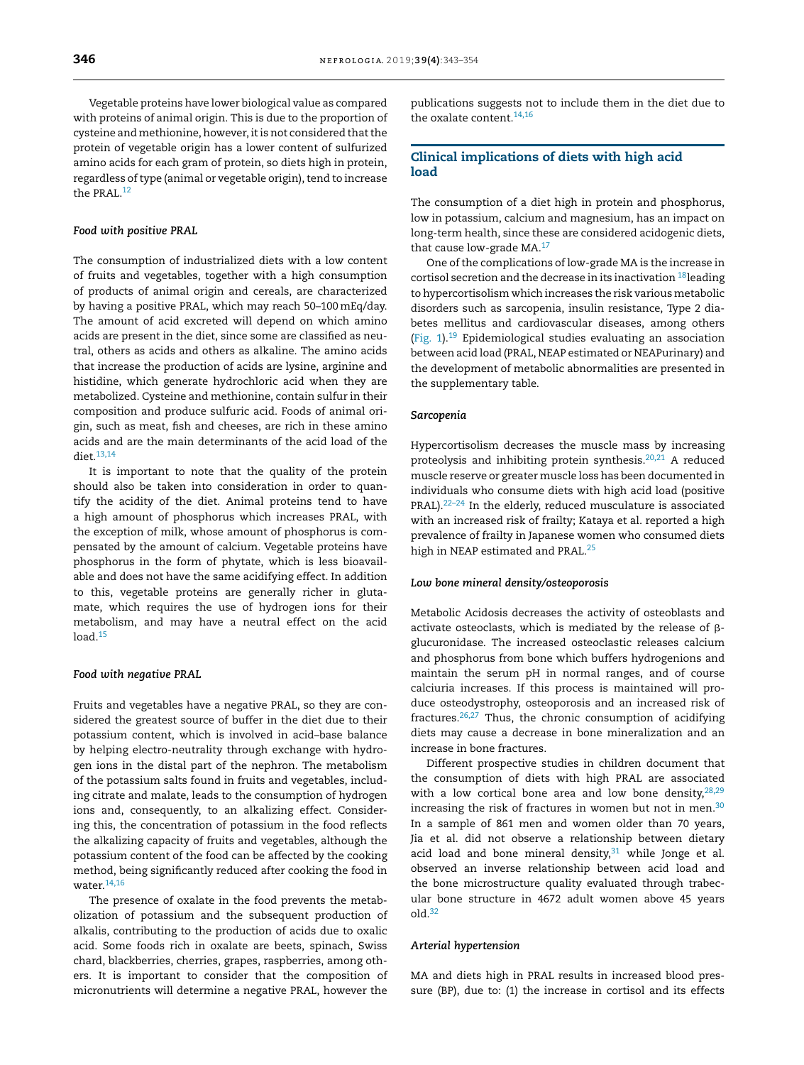Vegetable proteins have lower biological value as compared with proteins of animal origin. This is due to the proportion of cysteine and methionine, however, it is not considered that the protein of vegetable origin has a lower content of sulfurized amino acids for each gram of protein, so diets high in protein, regardless of type (animal or vegetable origin), tend to increase the PRAL.[12]

### *Food with positive PRAL*

The consumption of industrialized diets with a low content of fruits and vegetables, together with a high consumption of products of animal origin and cereals, are characterized by having a positive PRAL, which may reach 50–100 mEq/day. The amount of acid excreted will depend on which amino acids are present in the diet, since some are classified as neutral, others as acids and others as alkaline. The amino acids that increase the production of acids are lysine, arginine and histidine, which generate hydrochloric acid when they are metabolized. Cysteine and methionine, contain sulfur in their composition and produce sulfuric acid. Foods of animal origin, such as meat, fish and cheeses, are rich in these amino acids and are the main determinants of the acid load of the diet.[13,14]

It is important to note that the quality of the protein should also be taken into consideration in order to quantify the acidity of the diet. Animal proteins tend to have a high amount of phosphorus which increases PRAL, with the exception of milk, whose amount of phosphorus is compensated by the amount of calcium. Vegetable proteins have phosphorus in the form of phytate, which is less bioavailable and does not have the same acidifying effect. In addition to this, vegetable proteins are generally richer in glutamate, which requires the use of hydrogen ions for their metabolism, and may have a neutral effect on the acid load.[15]

### *Food with negative PRAL*

Fruits and vegetables have a negative PRAL, so they are considered the greatest source of buffer in the diet due to their potassium content, which is involved in acid–base balance by helping electro-neutrality through exchange with hydrogen ions in the distal part of the nephron. The metabolism of the potassium salts found in fruits and vegetables, including citrate and malate, leads to the consumption of hydrogen ions and, consequently, to an alkalizing effect. Considering this, the concentration of potassium in the food reflects the alkalizing capacity of fruits and vegetables, although the potassium content of the food can be affected by the cooking method, being significantly reduced after cooking the food in water.[14,16]

The presence of oxalate in the food prevents the metabolization of potassium and the subsequent production of alkalis, contributing to the production of acids due to oxalic acid. Some foods rich in oxalate are beets, spinach, Swiss chard, blackberries, cherries, grapes, raspberries, among others. It is important to consider that the composition of micronutrients will determine a negative PRAL, however the publications suggests not to include them in the diet due to the oxalate content.[14,16]

## Clinical implications of diets with high acid load

The consumption of a diet high in protein and phosphorus, low in potassium, calcium and magnesium, has an impact on long-term health, since these are considered acidogenic diets, that cause low-grade MA.[17]

One of the complications of low-grade MA is the increase in cortisol secretion and the decrease in its inactivation [18]leading to hypercortisolism which increases the risk various metabolic disorders such as sarcopenia, insulin resistance, Type 2 diabetes mellitus and cardiovascular diseases, among others (Fig. 1).[19] Epidemiological studies evaluating an association between acid load (PRAL, NEAP estimated or NEAPurinary) and the development of metabolic abnormalities are presented in the supplementary table.

### *Sarcopenia*

Hypercortisolism decreases the muscle mass by increasing proteolysis and inhibiting protein synthesis.[20,21] A reduced muscle reserve or greater muscle loss has been documented in individuals who consume diets with high acid load (positive PRAL).[22–24] In the elderly, reduced musculature is associated with an increased risk of frailty; Kataya et al. reported a high prevalence of frailty in Japanese women who consumed diets high in NEAP estimated and PRAL.[25]

### *Low bone mineral density/osteoporosis*

Metabolic Acidosis decreases the activity of osteoblasts and activate osteoclasts, which is mediated by the release of β-glucuronidase. The increased osteoclastic releases calcium and phosphorus from bone which buffers hydrogenions and maintain the serum pH in normal ranges, and of course calciuria increases. If this process is maintained will produce osteodystrophy, osteoporosis and an increased risk of fractures.[26,27] Thus, the chronic consumption of acidifying diets may cause a decrease in bone mineralization and an increase in bone fractures.

Different prospective studies in children document that the consumption of diets with high PRAL are associated with a low cortical bone area and low bone density,[28,29] increasing the risk of fractures in women but not in men.[30] In a sample of 861 men and women older than 70 years, Jia et al. did not observe a relationship between dietary acid load and bone mineral density,[31] while Jonge et al. observed an inverse relationship between acid load and the bone microstructure quality evaluated through trabecular bone structure in 4672 adult women above 45 years old.[32]

### *Arterial hypertension*

MA and diets high in PRAL results in increased blood pressure (BP), due to: (1) the increase in cortisol and its effects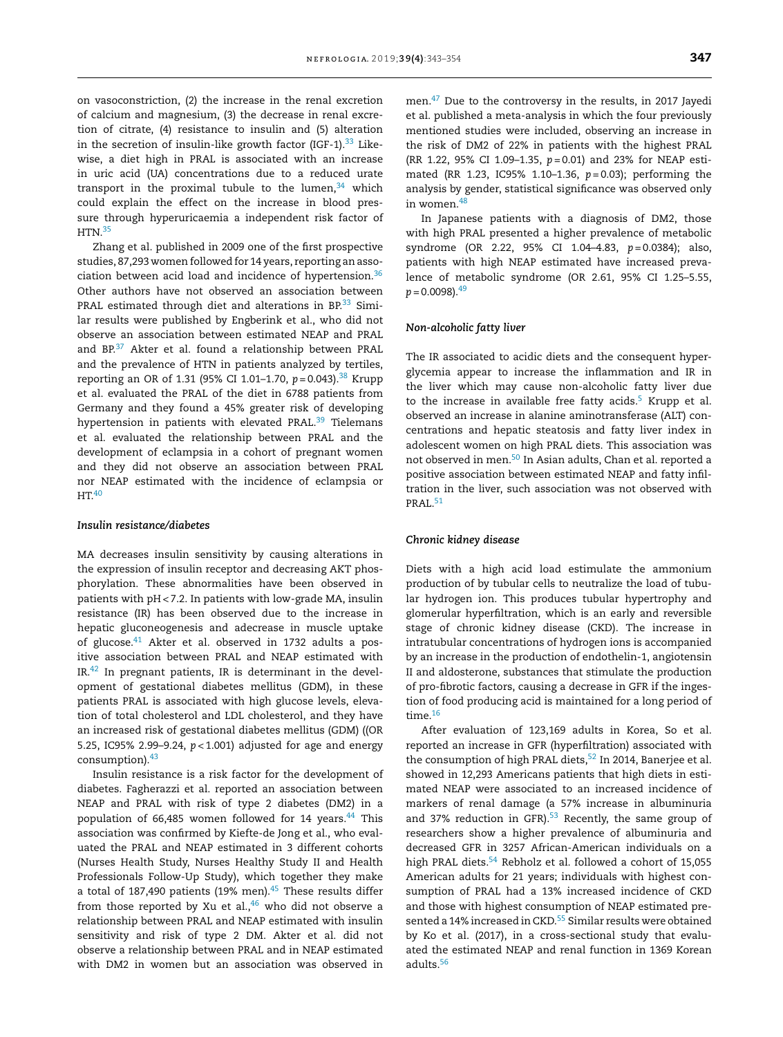on vasoconstriction, (2) the increase in the renal excretion of calcium and magnesium, (3) the decrease in renal excretion of citrate, (4) resistance to insulin and (5) alteration in the secretion of insulin-like growth factor (IGF-1).[33] Likewise, a diet high in PRAL is associated with an increase in uric acid (UA) concentrations due to a reduced urate transport in the proximal tubule to the lumen,[34] which could explain the effect on the increase in blood pressure through hyperuricaemia a independent risk factor of HTN.[35]

Zhang et al. published in 2009 one of the first prospective studies, 87,293 women followed for 14 years, reporting an association between acid load and incidence of hypertension.[36] Other authors have not observed an association between PRAL estimated through diet and alterations in BP.[33] Similar results were published by Engberink et al., who did not observe an association between estimated NEAP and PRAL and BP.[37] Akter et al. found a relationship between PRAL and the prevalence of HTN in patients analyzed by tertiles, reporting an OR of 1.31 (95% CI 1.01–1.70, $p = 0.043$).[38] Krupp et al. evaluated the PRAL of the diet in 6788 patients from Germany and they found a 45% greater risk of developing hypertension in patients with elevated PRAL.[39] Tielemans et al. evaluated the relationship between PRAL and the development of eclampsia in a cohort of pregnant women and they did not observe an association between PRAL nor NEAP estimated with the incidence of eclampsia or HT.[40]

### Insulin resistance/diabetes

MA decreases insulin sensitivity by causing alterations in the expression of insulin receptor and decreasing AKT phosphorylation. These abnormalities have been observed in patients with pH < 7.2. In patients with low-grade MA, insulin resistance (IR) has been observed due to the increase in hepatic gluconeogenesis and adecrease in muscle uptake of glucose.[41] Akter et al. observed in 1732 adults a positive association between PRAL and NEAP estimated with IR.[42] In pregnant patients, IR is determinant in the development of gestational diabetes mellitus (GDM), in these patients PRAL is associated with high glucose levels, elevation of total cholesterol and LDL cholesterol, and they have an increased risk of gestational diabetes mellitus (GDM) ((OR 5.25, IC95% 2.99–9.24, $p < 1.001$) adjusted for age and energy consumption).[43]

Insulin resistance is a risk factor for the development of diabetes. Fagherazzi et al. reported an association between NEAP and PRAL with risk of type 2 diabetes (DM2) in a population of 66,485 women followed for 14 years.[44] This association was confirmed by Kiefte-de Jong et al., who evaluated the PRAL and NEAP estimated in 3 different cohorts (Nurses Health Study, Nurses Healthy Study II and Health Professionals Follow-Up Study), which together they make a total of 187,490 patients (19% men).[45] These results differ from those reported by Xu et al.,[46] who did not observe a relationship between PRAL and NEAP estimated with insulin sensitivity and risk of type 2 DM. Akter et al. did not observe a relationship between PRAL and in NEAP estimated with DM2 in women but an association was observed in men.[47] Due to the controversy in the results, in 2017 Jayedi et al. published a meta-analysis in which the four previously mentioned studies were included, observing an increase in the risk of DM2 of 22% in patients with the highest PRAL (RR 1.22, 95% CI 1.09–1.35, $p = 0.01$) and 23% for NEAP estimated (RR 1.23, IC95% 1.10–1.36, $p = 0.03$); performing the analysis by gender, statistical significance was observed only in women.[48]

In Japanese patients with a diagnosis of DM2, those with high PRAL presented a higher prevalence of metabolic syndrome (OR 2.22, 95% CI 1.04–4.83, $p = 0.0384$); also, patients with high NEAP estimated have increased prevalence of metabolic syndrome (OR 2.61, 95% CI 1.25–5.55, $p = 0.0098$).[49]

### Non-alcoholic fatty liver

The IR associated to acidic diets and the consequent hyperglycemia appear to increase the inflammation and IR in the liver which may cause non-alcoholic fatty liver due to the increase in available free fatty acids.[5] Krupp et al. observed an increase in alanine aminotransferase (ALT) concentrations and hepatic steatosis and fatty liver index in adolescent women on high PRAL diets. This association was not observed in men.[50] In Asian adults, Chan et al. reported a positive association between estimated NEAP and fatty infiltration in the liver, such association was not observed with PRAL.[51]

### Chronic kidney disease

Diets with a high acid load estimulate the ammonium production of by tubular cells to neutralize the load of tubular hydrogen ion. This produces tubular hypertrophy and glomerular hyperfiltration, which is an early and reversible stage of chronic kidney disease (CKD). The increase in intratubular concentrations of hydrogen ions is accompanied by an increase in the production of endothelin-1, angiotensin II and aldosterone, substances that stimulate the production of pro-fibrotic factors, causing a decrease in GFR if the ingestion of food producing acid is maintained for a long period of time.[16]

After evaluation of 123,169 adults in Korea, So et al. reported an increase in GFR (hyperfiltration) associated with the consumption of high PRAL diets,[52] In 2014, Banerjee et al. showed in 12,293 Americans patients that high diets in estimated NEAP were associated to an increased incidence of markers of renal damage (a 57% increase in albuminuria and 37% reduction in GFR).[53] Recently, the same group of researchers show a higher prevalence of albuminuria and decreased GFR in 3257 African-American individuals on a high PRAL diets.[54] Rebholz et al. followed a cohort of 15,055 American adults for 21 years; individuals with highest consumption of PRAL had a 13% increased incidence of CKD and those with highest consumption of NEAP estimated presented a 14% increased in CKD.[55] Similar results were obtained by Ko et al. (2017), in a cross-sectional study that evaluated the estimated NEAP and renal function in 1369 Korean adults.[56]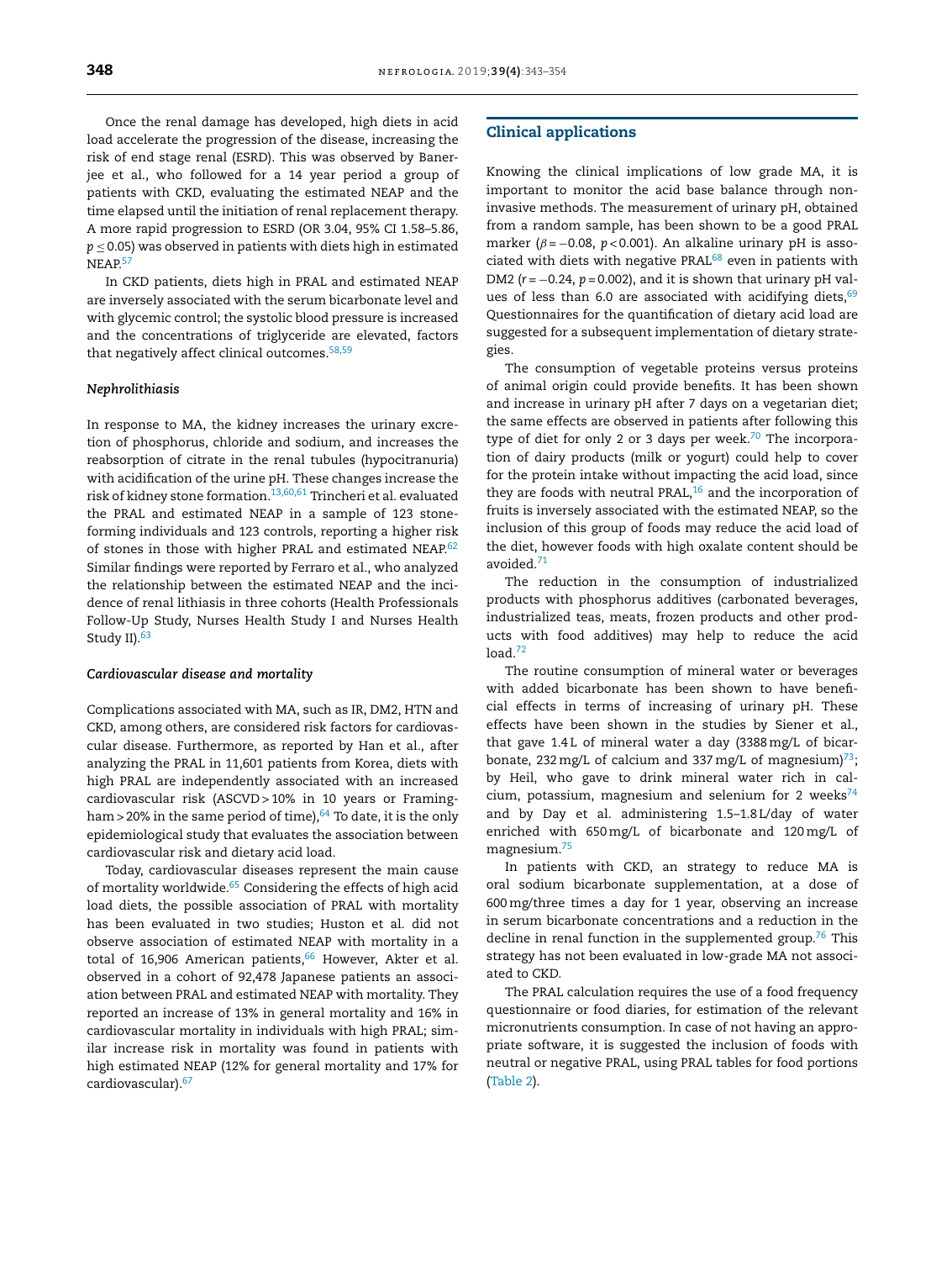Once the renal damage has developed, high diets in acid load accelerate the progression of the disease, increasing the risk of end stage renal (ESRD). This was observed by Banerjee et al., who followed for a 14 year period a group of patients with CKD, evaluating the estimated NEAP and the time elapsed until the initiation of renal replacement therapy. A more rapid progression to ESRD (OR 3.04, 95% CI 1.58–5.86, $p \leq 0.05$) was observed in patients with diets high in estimated NEAP.[57]

In CKD patients, diets high in PRAL and estimated NEAP are inversely associated with the serum bicarbonate level and with glycemic control; the systolic blood pressure is increased and the concentrations of triglyceride are elevated, factors that negatively affect clinical outcomes.[58,59]

### *Nephrolithiasis*

In response to MA, the kidney increases the urinary excretion of phosphorus, chloride and sodium, and increases the reabsorption of citrate in the renal tubules (hypocitranuria) with acidification of the urine pH. These changes increase the risk of kidney stone formation.[13,60,61] Trincheri et al. evaluated the PRAL and estimated NEAP in a sample of 123 stone-forming individuals and 123 controls, reporting a higher risk of stones in those with higher PRAL and estimated NEAP.[62] Similar findings were reported by Ferraro et al., who analyzed the relationship between the estimated NEAP and the incidence of renal lithiasis in three cohorts (Health Professionals Follow-Up Study, Nurses Health Study I and Nurses Health Study II).[63]

### *Cardiovascular disease and mortality*

Complications associated with MA, such as IR, DM2, HTN and CKD, among others, are considered risk factors for cardiovascular disease. Furthermore, as reported by Han et al., after analyzing the PRAL in 11,601 patients from Korea, diets with high PRAL are independently associated with an increased cardiovascular risk (ASCVD > 10% in 10 years or Framingham > 20% in the same period of time),[64] To date, it is the only epidemiological study that evaluates the association between cardiovascular risk and dietary acid load.

Today, cardiovascular diseases represent the main cause of mortality worldwide.[65] Considering the effects of high acid load diets, the possible association of PRAL with mortality has been evaluated in two studies; Huston et al. did not observe association of estimated NEAP with mortality in a total of 16,906 American patients,[66] However, Akter et al. observed in a cohort of 92,478 Japanese patients an association between PRAL and estimated NEAP with mortality. They reported an increase of 13% in general mortality and 16% in cardiovascular mortality in individuals with high PRAL; similar increase risk in mortality was found in patients with high estimated NEAP (12% for general mortality and 17% for cardiovascular).[67]

## Clinical applications

Knowing the clinical implications of low grade MA, it is important to monitor the acid base balance through non-invasive methods. The measurement of urinary pH, obtained from a random sample, has been shown to be a good PRAL marker ($\beta = -0.08$, $p < 0.001$). An alkaline urinary pH is associated with diets with negative PRAL[68] even in patients with DM2 ($r = -0.24$, $p = 0.002$), and it is shown that urinary pH values of less than 6.0 are associated with acidifying diets,[69] Questionnaires for the quantification of dietary acid load are suggested for a subsequent implementation of dietary strategies.

The consumption of vegetable proteins versus proteins of animal origin could provide benefits. It has been shown and increase in urinary pH after 7 days on a vegetarian diet; the same effects are observed in patients after following this type of diet for only 2 or 3 days per week.[70] The incorporation of dairy products (milk or yogurt) could help to cover for the protein intake without impacting the acid load, since they are foods with neutral PRAL,[16] and the incorporation of fruits is inversely associated with the estimated NEAP, so the inclusion of this group of foods may reduce the acid load of the diet, however foods with high oxalate content should be avoided.[71]

The reduction in the consumption of industrialized products with phosphorus additives (carbonated beverages, industrialized teas, meats, frozen products and other products with food additives) may help to reduce the acid load.[72]

The routine consumption of mineral water or beverages with added bicarbonate has been shown to have beneficial effects in terms of increasing of urinary pH. These effects have been shown in the studies by Siener et al., that gave 1.4 L of mineral water a day (3388 mg/L of bicarbonate, 232 mg/L of calcium and 337 mg/L of magnesium)[73]; by Heil, who gave to drink mineral water rich in calcium, potassium, magnesium and selenium for 2 weeks[74] and by Day et al. administering 1.5–1.8 L/day of water enriched with 650 mg/L of bicarbonate and 120 mg/L of magnesium.[75]

In patients with CKD, an strategy to reduce MA is oral sodium bicarbonate supplementation, at a dose of 600 mg/three times a day for 1 year, observing an increase in serum bicarbonate concentrations and a reduction in the decline in renal function in the supplemented group.[76] This strategy has not been evaluated in low-grade MA not associated to CKD.

The PRAL calculation requires the use of a food frequency questionnaire or food diaries, for estimation of the relevant micronutrients consumption. In case of not having an appropriate software, it is suggested the inclusion of foods with neutral or negative PRAL, using PRAL tables for food portions (Table 2).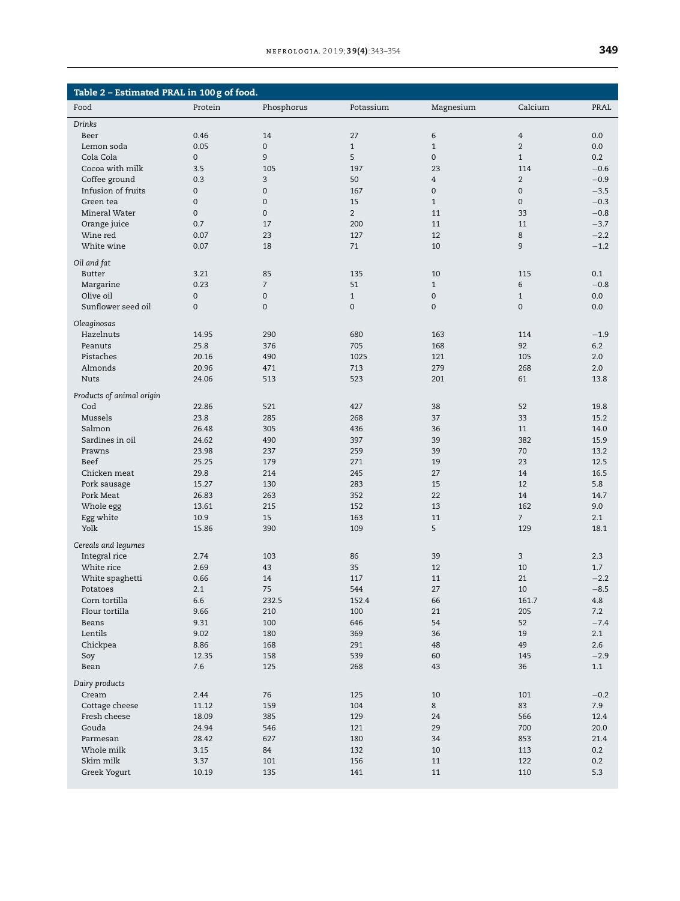**Table 2 – Estimated PRAL in 100 g of food.**

| Food | Protein | Phosphorus | Potassium | Magnesium | Calcium | PRAL |
|---|---|---|---|---|---|---|
| *Drinks* | | | | | | |
| Beer | 0.46 | 14 | 27 | 6 | 4 | 0.0 |
| Lemon soda | 0.05 | 0 | 1 | 1 | 2 | 0.0 |
| Cola Cola | 0 | 9 | 5 | 0 | 1 | 0.2 |
| Cocoa with milk | 3.5 | 105 | 197 | 23 | 114 | −0.6 |
| Coffee ground | 0.3 | 3 | 50 | 4 | 2 | −0.9 |
| Infusion of fruits | 0 | 0 | 167 | 0 | 0 | −3.5 |
| Green tea | 0 | 0 | 15 | 1 | 0 | −0.3 |
| Mineral Water | 0 | 0 | 2 | 11 | 33 | −0.8 |
| Orange juice | 0.7 | 17 | 200 | 11 | 11 | −3.7 |
| Wine red | 0.07 | 23 | 127 | 12 | 8 | −2.2 |
| White wine | 0.07 | 18 | 71 | 10 | 9 | −1.2 |
| *Oil and fat* | | | | | | |
| Butter | 3.21 | 85 | 135 | 10 | 115 | 0.1 |
| Margarine | 0.23 | 7 | 51 | 1 | 6 | −0.8 |
| Olive oil | 0 | 0 | 1 | 0 | 1 | 0.0 |
| Sunflower seed oil | 0 | 0 | 0 | 0 | 0 | 0.0 |
| *Oleaginosas* | | | | | | |
| Hazelnuts | 14.95 | 290 | 680 | 163 | 114 | −1.9 |
| Peanuts | 25.8 | 376 | 705 | 168 | 92 | 6.2 |
| Pistaches | 20.16 | 490 | 1025 | 121 | 105 | 2.0 |
| Almonds | 20.96 | 471 | 713 | 279 | 268 | 2.0 |
| Nuts | 24.06 | 513 | 523 | 201 | 61 | 13.8 |
| *Products of animal origin* | | | | | | |
| Cod | 22.86 | 521 | 427 | 38 | 52 | 19.8 |
| Mussels | 23.8 | 285 | 268 | 37 | 33 | 15.2 |
| Salmon | 26.48 | 305 | 436 | 36 | 11 | 14.0 |
| Sardines in oil | 24.62 | 490 | 397 | 39 | 382 | 15.9 |
| Prawns | 23.98 | 237 | 259 | 39 | 70 | 13.2 |
| Beef | 25.25 | 179 | 271 | 19 | 23 | 12.5 |
| Chicken meat | 29.8 | 214 | 245 | 27 | 14 | 16.5 |
| Pork sausage | 15.27 | 130 | 283 | 15 | 12 | 5.8 |
| Pork Meat | 26.83 | 263 | 352 | 22 | 14 | 14.7 |
| Whole egg | 13.61 | 215 | 152 | 13 | 162 | 9.0 |
| Egg white | 10.9 | 15 | 163 | 11 | 7 | 2.1 |
| Yolk | 15.86 | 390 | 109 | 5 | 129 | 18.1 |
| *Cereals and legumes* | | | | | | |
| Integral rice | 2.74 | 103 | 86 | 39 | 3 | 2.3 |
| White rice | 2.69 | 43 | 35 | 12 | 10 | 1.7 |
| White spaghetti | 0.66 | 14 | 117 | 11 | 21 | −2.2 |
| Potatoes | 2.1 | 75 | 544 | 27 | 10 | −8.5 |
| Corn tortilla | 6.6 | 232.5 | 152.4 | 66 | 161.7 | 4.8 |
| Flour tortilla | 9.66 | 210 | 100 | 21 | 205 | 7.2 |
| Beans | 9.31 | 100 | 646 | 54 | 52 | −7.4 |
| Lentils | 9.02 | 180 | 369 | 36 | 19 | 2.1 |
| Chickpea | 8.86 | 168 | 291 | 48 | 49 | 2.6 |
| Soy | 12.35 | 158 | 539 | 60 | 145 | −2.9 |
| Bean | 7.6 | 125 | 268 | 43 | 36 | 1.1 |
| *Dairy products* | | | | | | |
| Cream | 2.44 | 76 | 125 | 10 | 101 | −0.2 |
| Cottage cheese | 11.12 | 159 | 104 | 8 | 83 | 7.9 |
| Fresh cheese | 18.09 | 385 | 129 | 24 | 566 | 12.4 |
| Gouda | 24.94 | 546 | 121 | 29 | 700 | 20.0 |
| Parmesan | 28.42 | 627 | 180 | 34 | 853 | 21.4 |
| Whole milk | 3.15 | 84 | 132 | 10 | 113 | 0.2 |
| Skim milk | 3.37 | 101 | 156 | 11 | 122 | 0.2 |
| Greek Yogurt | 10.19 | 135 | 141 | 11 | 110 | 5.3 |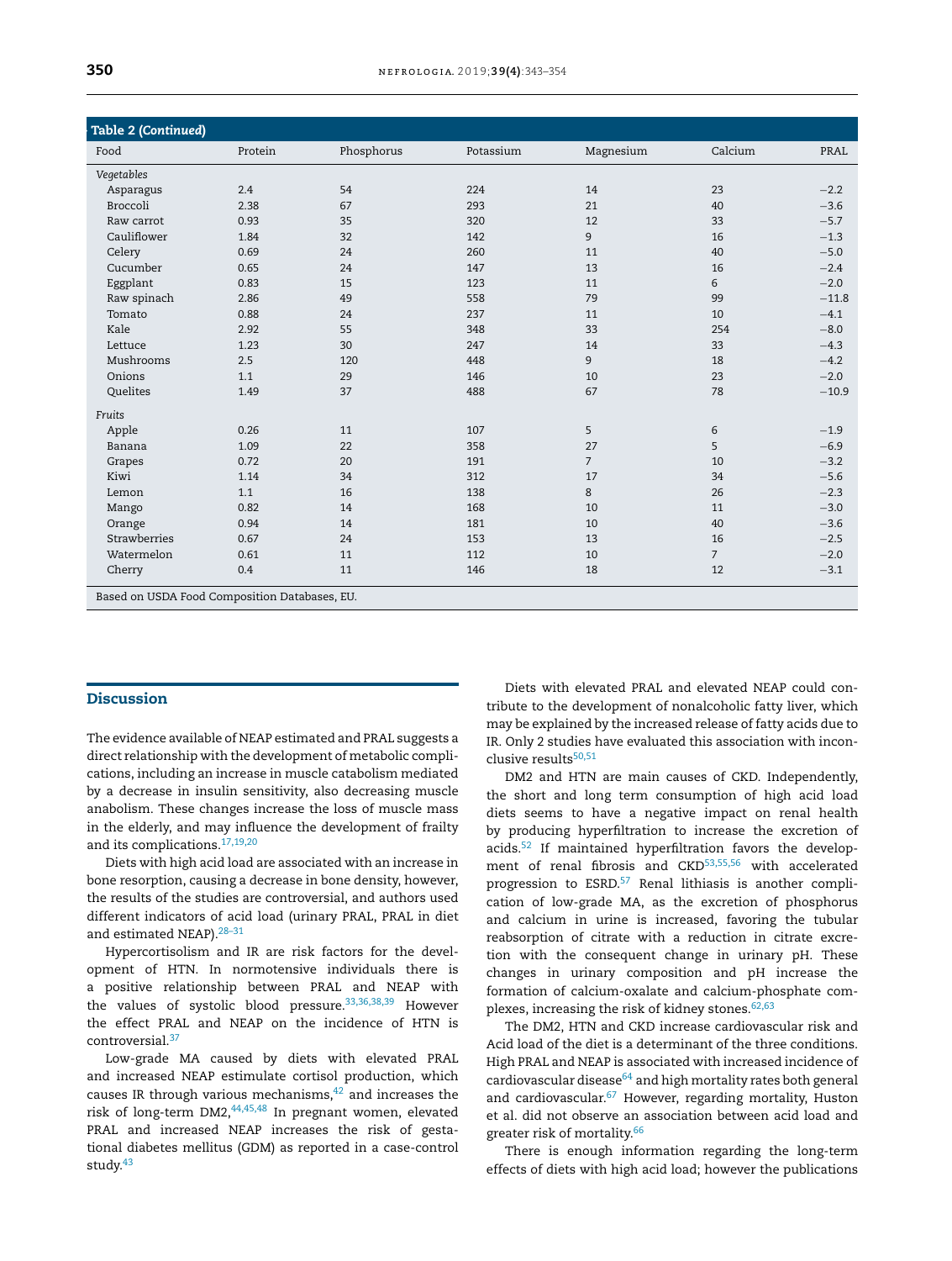**Table 2 (Continued)**

| Food | Protein | Phosphorus | Potassium | Magnesium | Calcium | PRAL |
|---|---|---|---|---|---|---|
| *Vegetables* | | | | | | |
| Asparagus | 2.4 | 54 | 224 | 14 | 23 | −2.2 |
| Broccoli | 2.38 | 67 | 293 | 21 | 40 | −3.6 |
| Raw carrot | 0.93 | 35 | 320 | 12 | 33 | −5.7 |
| Cauliflower | 1.84 | 32 | 142 | 9 | 16 | −1.3 |
| Celery | 0.69 | 24 | 260 | 11 | 40 | −5.0 |
| Cucumber | 0.65 | 24 | 147 | 13 | 16 | −2.4 |
| Eggplant | 0.83 | 15 | 123 | 11 | 6 | −2.0 |
| Raw spinach | 2.86 | 49 | 558 | 79 | 99 | −11.8 |
| Tomato | 0.88 | 24 | 237 | 11 | 10 | −4.1 |
| Kale | 2.92 | 55 | 348 | 33 | 254 | −8.0 |
| Lettuce | 1.23 | 30 | 247 | 14 | 33 | −4.3 |
| Mushrooms | 2.5 | 120 | 448 | 9 | 18 | −4.2 |
| Onions | 1.1 | 29 | 146 | 10 | 23 | −2.0 |
| Quelites | 1.49 | 37 | 488 | 67 | 78 | −10.9 |
| *Fruits* | | | | | | |
| Apple | 0.26 | 11 | 107 | 5 | 6 | −1.9 |
| Banana | 1.09 | 22 | 358 | 27 | 5 | −6.9 |
| Grapes | 0.72 | 20 | 191 | 7 | 10 | −3.2 |
| Kiwi | 1.14 | 34 | 312 | 17 | 34 | −5.6 |
| Lemon | 1.1 | 16 | 138 | 8 | 26 | −2.3 |
| Mango | 0.82 | 14 | 168 | 10 | 11 | −3.0 |
| Orange | 0.94 | 14 | 181 | 10 | 40 | −3.6 |
| Strawberries | 0.67 | 24 | 153 | 13 | 16 | −2.5 |
| Watermelon | 0.61 | 11 | 112 | 10 | 7 | −2.0 |
| Cherry | 0.4 | 11 | 146 | 18 | 12 | −3.1 |

Based on USDA Food Composition Databases, EU.

## Discussion

The evidence available of NEAP estimated and PRAL suggests a direct relationship with the development of metabolic complications, including an increase in muscle catabolism mediated by a decrease in insulin sensitivity, also decreasing muscle anabolism. These changes increase the loss of muscle mass in the elderly, and may influence the development of frailty and its complications.[17,19,20]

Diets with high acid load are associated with an increase in bone resorption, causing a decrease in bone density, however, the results of the studies are controversial, and authors used different indicators of acid load (urinary PRAL, PRAL in diet and estimated NEAP).[28–31]

Hypercortisolism and IR are risk factors for the development of HTN. In normotensive individuals there is a positive relationship between PRAL and NEAP with the values of systolic blood pressure.[33,36,38,39] However the effect PRAL and NEAP on the incidence of HTN is controversial.[37]

Low-grade MA caused by diets with elevated PRAL and increased NEAP estimulate cortisol production, which causes IR through various mechanisms,[42] and increases the risk of long-term DM2,[44,45,48] In pregnant women, elevated PRAL and increased NEAP increases the risk of gestational diabetes mellitus (GDM) as reported in a case-control study.[43]

Diets with elevated PRAL and elevated NEAP could contribute to the development of nonalcoholic fatty liver, which may be explained by the increased release of fatty acids due to IR. Only 2 studies have evaluated this association with inconclusive results[50,51]

DM2 and HTN are main causes of CKD. Independently, the short and long term consumption of high acid load diets seems to have a negative impact on renal health by producing hyperfiltration to increase the excretion of acids.[52] If maintained hyperfiltration favors the development of renal fibrosis and CKD[53,55,56] with accelerated progression to ESRD.[57] Renal lithiasis is another complication of low-grade MA, as the excretion of phosphorus and calcium in urine is increased, favoring the tubular reabsorption of citrate with a reduction in citrate excretion with the consequent change in urinary pH. These changes in urinary composition and pH increase the formation of calcium-oxalate and calcium-phosphate complexes, increasing the risk of kidney stones.[62,63]

The DM2, HTN and CKD increase cardiovascular risk and Acid load of the diet is a determinant of the three conditions. High PRAL and NEAP is associated with increased incidence of cardiovascular disease[64] and high mortality rates both general and cardiovascular.[67] However, regarding mortality, Huston et al. did not observe an association between acid load and greater risk of mortality.[66]

There is enough information regarding the long-term effects of diets with high acid load; however the publications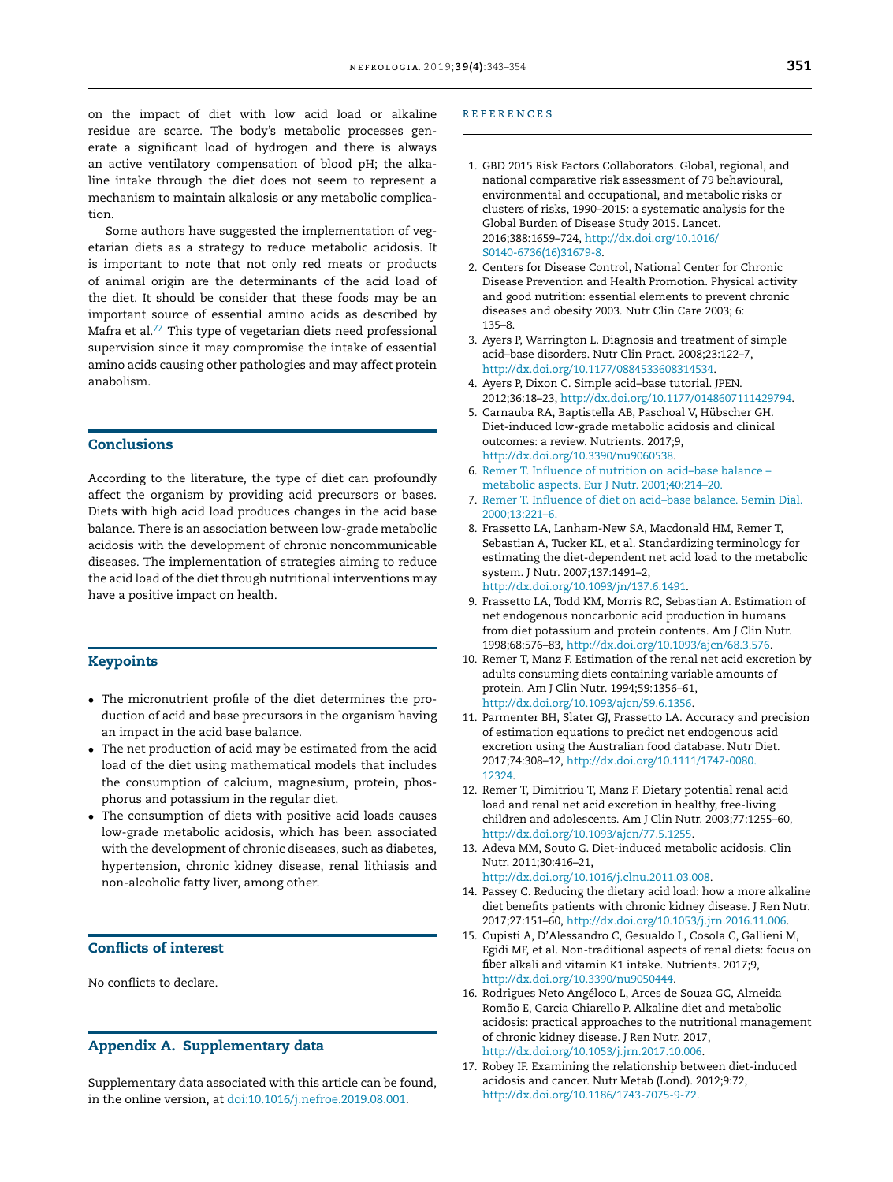on the impact of diet with low acid load or alkaline residue are scarce. The body's metabolic processes generate a significant load of hydrogen and there is always an active ventilatory compensation of blood pH; the alkaline intake through the diet does not seem to represent a mechanism to maintain alkalosis or any metabolic complication.

Some authors have suggested the implementation of vegetarian diets as a strategy to reduce metabolic acidosis. It is important to note that not only red meats or products of animal origin are the determinants of the acid load of the diet. It should be consider that these foods may be an important source of essential amino acids as described by Mafra et al.[77] This type of vegetarian diets need professional supervision since it may compromise the intake of essential amino acids causing other pathologies and may affect protein anabolism.

## Conclusions

According to the literature, the type of diet can profoundly affect the organism by providing acid precursors or bases. Diets with high acid load produces changes in the acid base balance. There is an association between low-grade metabolic acidosis with the development of chronic noncommunicable diseases. The implementation of strategies aiming to reduce the acid load of the diet through nutritional interventions may have a positive impact on health.

## Keypoints

- The micronutrient profile of the diet determines the production of acid and base precursors in the organism having an impact in the acid base balance.
- The net production of acid may be estimated from the acid load of the diet using mathematical models that includes the consumption of calcium, magnesium, protein, phosphorus and potassium in the regular diet.
- The consumption of diets with positive acid loads causes low-grade metabolic acidosis, which has been associated with the development of chronic diseases, such as diabetes, hypertension, chronic kidney disease, renal lithiasis and non-alcoholic fatty liver, among other.

## Conflicts of interest

No conflicts to declare.

## Appendix A. Supplementary data

Supplementary data associated with this article can be found, in the online version, at doi:10.1016/j.nefroe.2019.08.001.

## REFERENCES

1. GBD 2015 Risk Factors Collaborators. Global, regional, and national comparative risk assessment of 79 behavioural, environmental and occupational, and metabolic risks or clusters of risks, 1990–2015: a systematic analysis for the Global Burden of Disease Study 2015. Lancet. 2016;388:1659–724, http://dx.doi.org/10.1016/S0140-6736(16)31679-8.
2. Centers for Disease Control, National Center for Chronic Disease Prevention and Health Promotion. Physical activity and good nutrition: essential elements to prevent chronic diseases and obesity 2003. Nutr Clin Care 2003; 6: 135–8.
3. Ayers P, Warrington L. Diagnosis and treatment of simple acid–base disorders. Nutr Clin Pract. 2008;23:122–7, http://dx.doi.org/10.1177/0884533608314534.
4. Ayers P, Dixon C. Simple acid–base tutorial. JPEN. 2012;36:18–23, http://dx.doi.org/10.1177/0148607111429794.
5. Carnauba RA, Baptistella AB, Paschoal V, Hübscher GH. Diet-induced low-grade metabolic acidosis and clinical outcomes: a review. Nutrients. 2017;9, http://dx.doi.org/10.3390/nu9060538.
6. Remer T. Influence of nutrition on acid–base balance – metabolic aspects. Eur J Nutr. 2001;40:214–20.
7. Remer T. Influence of diet on acid–base balance. Semin Dial. 2000;13:221–6.
8. Frassetto LA, Lanham-New SA, Macdonald HM, Remer T, Sebastian A, Tucker KL, et al. Standardizing terminology for estimating the diet-dependent net acid load to the metabolic system. J Nutr. 2007;137:1491–2, http://dx.doi.org/10.1093/jn/137.6.1491.
9. Frassetto LA, Todd KM, Morris RC, Sebastian A. Estimation of net endogenous noncarbonic acid production in humans from diet potassium and protein contents. Am J Clin Nutr. 1998;68:576–83, http://dx.doi.org/10.1093/ajcn/68.3.576.
10. Remer T, Manz F. Estimation of the renal net acid excretion by adults consuming diets containing variable amounts of protein. Am J Clin Nutr. 1994;59:1356–61, http://dx.doi.org/10.1093/ajcn/59.6.1356.
11. Parmenter BH, Slater GJ, Frassetto LA. Accuracy and precision of estimation equations to predict net endogenous acid excretion using the Australian food database. Nutr Diet. 2017;74:308–12, http://dx.doi.org/10.1111/1747-0080.12324.
12. Remer T, Dimitriou T, Manz F. Dietary potential renal acid load and renal net acid excretion in healthy, free-living children and adolescents. Am J Clin Nutr. 2003;77:1255–60, http://dx.doi.org/10.1093/ajcn/77.5.1255.
13. Adeva MM, Souto G. Diet-induced metabolic acidosis. Clin Nutr. 2011;30:416–21, http://dx.doi.org/10.1016/j.clnu.2011.03.008.
14. Passey C. Reducing the dietary acid load: how a more alkaline diet benefits patients with chronic kidney disease. J Ren Nutr. 2017;27:151–60, http://dx.doi.org/10.1053/j.jrn.2016.11.006.
15. Cupisti A, D'Alessandro C, Gesualdo L, Cosola C, Gallieni M, Egidi MF, et al. Non-traditional aspects of renal diets: focus on fiber alkali and vitamin K1 intake. Nutrients. 2017;9, http://dx.doi.org/10.3390/nu9050444.
16. Rodrigues Neto Angéloco L, Arces de Souza GC, Almeida Romão E, Garcia Chiarello P. Alkaline diet and metabolic acidosis: practical approaches to the nutritional management of chronic kidney disease. J Ren Nutr. 2017, http://dx.doi.org/10.1053/j.jrn.2017.10.006.
17. Robey IF. Examining the relationship between diet-induced acidosis and cancer. Nutr Metab (Lond). 2012;9:72, http://dx.doi.org/10.1186/1743-7075-9-72.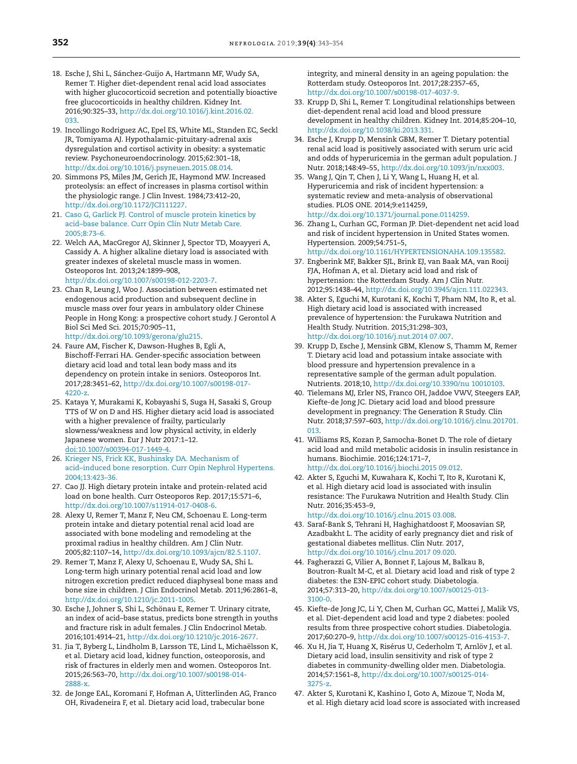18. Esche J, Shi L, Sánchez-Guijo A, Hartmann MF, Wudy SA, Remer T. Higher diet-dependent renal acid load associates with higher glucocorticoid secretion and potentially bioactive free glucocorticoids in healthy children. Kidney Int. 2016;90:325–33, http://dx.doi.org/10.1016/j.kint.2016.02.033.
19. Incollingo Rodriguez AC, Epel ES, White ML, Standen EC, Seckl JR, Tomiyama AJ. Hypothalamic-pituitary-adrenal axis dysregulation and cortisol activity in obesity: a systematic review. Psychoneuroendocrinology. 2015;62:301–18, http://dx.doi.org/10.1016/j.psyneuen.2015.08.014.
20. Simmons PS, Miles JM, Gerich JE, Haymond MW. Increased proteolysis: an effect of increases in plasma cortisol within the physiologic range. J Clin Invest. 1984;73:412–20, http://dx.doi.org/10.1172/JCI111227.
21. Caso G, Garlick PJ. Control of muscle protein kinetics by acid–base balance. Curr Opin Clin Nutr Metab Care. 2005;8:73–6.
22. Welch AA, MacGregor AJ, Skinner J, Spector TD, Moayyeri A, Cassidy A. A higher alkaline dietary load is associated with greater indexes of skeletal muscle mass in women. Osteoporos Int. 2013;24:1899–908, http://dx.doi.org/10.1007/s00198-012-2203-7.
23. Chan R, Leung J, Woo J. Association between estimated net endogenous acid production and subsequent decline in muscle mass over four years in ambulatory older Chinese People in Hong Kong: a prospective cohort study. J Gerontol A Biol Sci Med Sci. 2015;70:905–11, http://dx.doi.org/10.1093/gerona/glu215.
24. Faure AM, Fischer K, Dawson-Hughes B, Egli A, Bischoff-Ferrari HA. Gender-specific association between dietary acid load and total lean body mass and its dependency on protein intake in seniors. Osteoporos Int. 2017;28:3451–62, http://dx.doi.org/10.1007/s00198-017-4220-z.
25. Kataya Y, Murakami K, Kobayashi S, Suga H, Sasaki S, Group TTS of W on D and HS. Higher dietary acid load is associated with a higher prevalence of frailty, particularly slowness/weakness and low physical activity, in elderly Japanese women. Eur J Nutr 2017:1–12. doi:10.1007/s00394-017-1449-4.
26. Krieger NS, Frick KK, Bushinsky DA. Mechanism of acid–induced bone resorption. Curr Opin Nephrol Hypertens. 2004;13:423–36.
27. Cao JJ. High dietary protein intake and protein-related acid load on bone health. Curr Osteoporos Rep. 2017;15:571–6, http://dx.doi.org/10.1007/s11914-017-0408-6.
28. Alexy U, Remer T, Manz F, Neu CM, Schoenau E. Long-term protein intake and dietary potential renal acid load are associated with bone modeling and remodeling at the proximal radius in healthy children. Am J Clin Nutr. 2005;82:1107–14, http://dx.doi.org/10.1093/ajcn/82.5.1107.
29. Remer T, Manz F, Alexy U, Schoenau E, Wudy SA, Shi L. Long-term high urinary potential renal acid load and low nitrogen excretion predict reduced diaphyseal bone mass and bone size in children. J Clin Endocrinol Metab. 2011;96:2861–8, http://dx.doi.org/10.1210/jc.2011-1005.
30. Esche J, Johner S, Shi L, Schönau E, Remer T. Urinary citrate, an index of acid–base status, predicts bone strength in youths and fracture risk in adult females. J Clin Endocrinol Metab. 2016;101:4914–21, http://dx.doi.org/10.1210/jc.2016-2677.
31. Jia T, Byberg L, Lindholm B, Larsson TE, Lind L, Michaëlsson K, et al. Dietary acid load, kidney function, osteoporosis, and risk of fractures in elderly men and women. Osteoporos Int. 2015;26:563–70, http://dx.doi.org/10.1007/s00198-014-2888-x.
32. de Jonge EAL, Koromani F, Hofman A, Uitterlinden AG, Franco OH, Rivadeneira F, et al. Dietary acid load, trabecular bone integrity, and mineral density in an ageing population: the Rotterdam study. Osteoporos Int. 2017;28:2357–65, http://dx.doi.org/10.1007/s00198-017-4037-9.
33. Krupp D, Shi L, Remer T. Longitudinal relationships between diet-dependent renal acid load and blood pressure development in healthy children. Kidney Int. 2014;85:204–10, http://dx.doi.org/10.1038/ki.2013.331.
34. Esche J, Krupp D, Mensink GBM, Remer T. Dietary potential renal acid load is positively associated with serum uric acid and odds of hyperuricemia in the german adult population. J Nutr. 2018;148:49–55, http://dx.doi.org/10.1093/jn/nxx003.
35. Wang J, Qin T, Chen J, Li Y, Wang L, Huang H, et al. Hyperuricemia and risk of incident hypertension: a systematic review and meta-analysis of observational studies. PLOS ONE. 2014;9:e114259, http://dx.doi.org/10.1371/journal.pone.0114259.
36. Zhang L, Curhan GC, Forman JP. Diet-dependent net acid load and risk of incident hypertension in United States women. Hypertension. 2009;54:751–5, http://dx.doi.org/10.1161/HYPERTENSIONAHA.109.135582.
37. Engberink MF, Bakker SJL, Brink EJ, van Baak MA, van Rooij FJA, Hofman A, et al. Dietary acid load and risk of hypertension: the Rotterdam Study. Am J Clin Nutr. 2012;95:1438–44, http://dx.doi.org/10.3945/ajcn.111.022343.
38. Akter S, Eguchi M, Kurotani K, Kochi T, Pham NM, Ito R, et al. High dietary acid load is associated with increased prevalence of hypertension: the Furukawa Nutrition and Health Study. Nutrition. 2015;31:298–303, http://dx.doi.org/10.1016/j.nut.2014 07.007.
39. Krupp D, Esche J, Mensink GBM, Klenow S, Thamm M, Remer T. Dietary acid load and potassium intake associate with blood pressure and hypertension prevalence in a representative sample of the german adult population. Nutrients. 2018;10, http://dx.doi.org/10.3390/nu 10010103.
40. Tielemans MJ, Erler NS, Franco OH, Jaddoe VWV, Steegers EAP, Kiefte-de Jong JC. Dietary acid load and blood pressure development in pregnancy: The Generation R Study. Clin Nutr. 2018;37:597–603, http://dx.doi.org/10.1016/j.clnu.201701.013.
41. Williams RS, Kozan P, Samocha-Bonet D. The role of dietary acid load and mild metabolic acidosis in insulin resistance in humans. Biochimie. 2016;124:171–7, http://dx.doi.org/10.1016/j.biochi.2015 09.012.
42. Akter S, Eguchi M, Kuwahara K, Kochi T, Ito R, Kurotani K, et al. High dietary acid load is associated with insulin resistance: The Furukawa Nutrition and Health Study. Clin Nutr. 2016;35:453–9, http://dx.doi.org/10.1016/j.clnu.2015 03.008.
43. Saraf-Bank S, Tehrani H, Haghighatdoost F, Moosavian SP, Azadbakht L. The acidity of early pregnancy diet and risk of gestational diabetes mellitus. Clin Nutr. 2017, http://dx.doi.org/10.1016/j.clnu.2017 09.020.
44. Fagherazzi G, Vilier A, Bonnet F, Lajous M, Balkau B, Boutron-Rualt M-C, et al. Dietary acid load and risk of type 2 diabetes: the E3N-EPIC cohort study. Diabetologia. 2014;57:313–20, http://dx.doi.org/10.1007/s00125-013-3100-0.
45. Kiefte-de Jong JC, Li Y, Chen M, Curhan GC, Mattei J, Malik VS, et al. Diet-dependent acid load and type 2 diabetes: pooled results from three prospective cohort studies. Diabetologia. 2017;60:270–9, http://dx.doi.org/10.1007/s00125-016-4153-7.
46. Xu H, Jia T, Huang X, Risérus U, Cederholm T, Arnlöv J, et al. Dietary acid load, insulin sensitivity and risk of type 2 diabetes in community-dwelling older men. Diabetologia. 2014;57:1561–8, http://dx.doi.org/10.1007/s00125-014-3275-z.
47. Akter S, Kurotani K, Kashino I, Goto A, Mizoue T, Noda M, et al. High dietary acid load score is associated with increased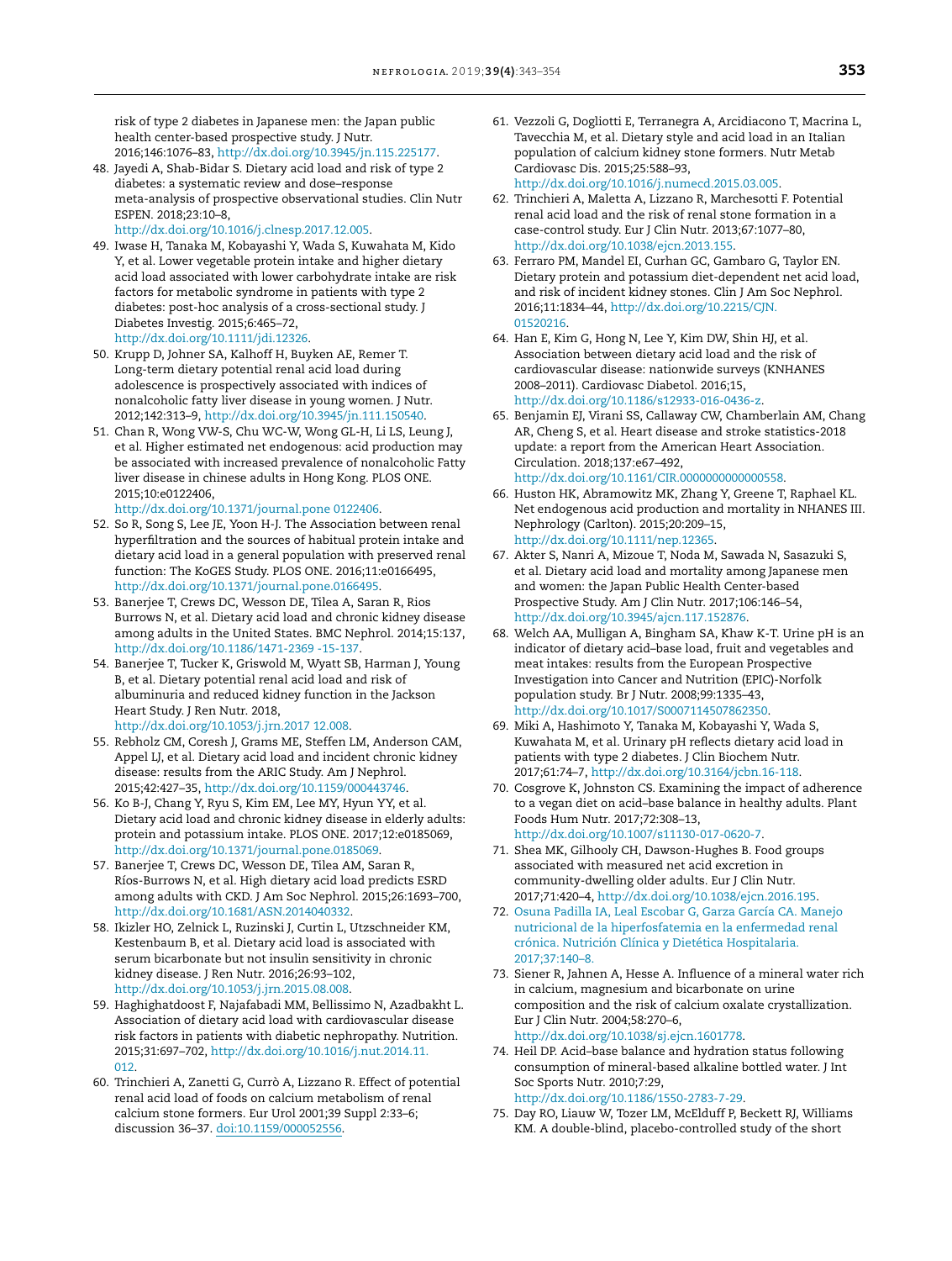risk of type 2 diabetes in Japanese men: the Japan public health center-based prospective study. J Nutr. 2016;146:1076–83, http://dx.doi.org/10.3945/jn.115.225177.

48. Jayedi A, Shab-Bidar S. Dietary acid load and risk of type 2 diabetes: a systematic review and dose–response meta-analysis of prospective observational studies. Clin Nutr ESPEN. 2018;23:10–8, http://dx.doi.org/10.1016/j.clnesp.2017.12.005.
49. Iwase H, Tanaka M, Kobayashi Y, Wada S, Kuwahata M, Kido Y, et al. Lower vegetable protein intake and higher dietary acid load associated with lower carbohydrate intake are risk factors for metabolic syndrome in patients with type 2 diabetes: post-hoc analysis of a cross-sectional study. J Diabetes Investig. 2015;6:465–72, http://dx.doi.org/10.1111/jdi.12326.
50. Krupp D, Johner SA, Kalhoff H, Buyken AE, Remer T. Long-term dietary potential renal acid load during adolescence is prospectively associated with indices of nonalcoholic fatty liver disease in young women. J Nutr. 2012;142:313–9, http://dx.doi.org/10.3945/jn.111.150540.
51. Chan R, Wong VW-S, Chu WC-W, Wong GL-H, Li LS, Leung J, et al. Higher estimated net endogenous: acid production may be associated with increased prevalence of nonalcoholic Fatty liver disease in chinese adults in Hong Kong. PLOS ONE. 2015;10:e0122406, http://dx.doi.org/10.1371/journal.pone 0122406.
52. So R, Song S, Lee JE, Yoon H-J. The Association between renal hyperfiltration and the sources of habitual protein intake and dietary acid load in a general population with preserved renal function: The KoGES Study. PLOS ONE. 2016;11:e0166495, http://dx.doi.org/10.1371/journal.pone.0166495.
53. Banerjee T, Crews DC, Wesson DE, Tilea A, Saran R, Rios Burrows N, et al. Dietary acid load and chronic kidney disease among adults in the United States. BMC Nephrol. 2014;15:137, http://dx.doi.org/10.1186/1471-2369 -15-137.
54. Banerjee T, Tucker K, Griswold M, Wyatt SB, Harman J, Young B, et al. Dietary potential renal acid load and risk of albuminuria and reduced kidney function in the Jackson Heart Study. J Ren Nutr. 2018, http://dx.doi.org/10.1053/j.jrn.2017 12.008.
55. Rebholz CM, Coresh J, Grams ME, Steffen LM, Anderson CAM, Appel LJ, et al. Dietary acid load and incident chronic kidney disease: results from the ARIC Study. Am J Nephrol. 2015;42:427–35, http://dx.doi.org/10.1159/000443746.
56. Ko B-J, Chang Y, Ryu S, Kim EM, Lee MY, Hyun YY, et al. Dietary acid load and chronic kidney disease in elderly adults: protein and potassium intake. PLOS ONE. 2017;12:e0185069, http://dx.doi.org/10.1371/journal.pone.0185069.
57. Banerjee T, Crews DC, Wesson DE, Tilea AM, Saran R, Ríos-Burrows N, et al. High dietary acid load predicts ESRD among adults with CKD. J Am Soc Nephrol. 2015;26:1693–700, http://dx.doi.org/10.1681/ASN.2014040332.
58. Ikizler HO, Zelnick L, Ruzinski J, Curtin L, Utzschneider KM, Kestenbaum B, et al. Dietary acid load is associated with serum bicarbonate but not insulin sensitivity in chronic kidney disease. J Ren Nutr. 2016;26:93–102, http://dx.doi.org/10.1053/j.jrn.2015.08.008.
59. Haghighatdoost F, Najafabadi MM, Bellissimo N, Azadbakht L. Association of dietary acid load with cardiovascular disease risk factors in patients with diabetic nephropathy. Nutrition. 2015;31:697–702, http://dx.doi.org/10.1016/j.nut.2014.11.012.
60. Trinchieri A, Zanetti G, Currò A, Lizzano R. Effect of potential renal acid load of foods on calcium metabolism of renal calcium stone formers. Eur Urol 2001;39 Suppl 2:33–6; discussion 36–37. doi:10.1159/000052556.
61. Vezzoli G, Dogliotti E, Terranegra A, Arcidiacono T, Macrina L, Tavecchia M, et al. Dietary style and acid load in an Italian population of calcium kidney stone formers. Nutr Metab Cardiovasc Dis. 2015;25:588–93, http://dx.doi.org/10.1016/j.numecd.2015.03.005.
62. Trinchieri A, Maletta A, Lizzano R, Marchesotti F. Potential renal acid load and the risk of renal stone formation in a case-control study. Eur J Clin Nutr. 2013;67:1077–80, http://dx.doi.org/10.1038/ejcn.2013.155.
63. Ferraro PM, Mandel EI, Curhan GC, Gambaro G, Taylor EN. Dietary protein and potassium diet-dependent net acid load, and risk of incident kidney stones. Clin J Am Soc Nephrol. 2016;11:1834–44, http://dx.doi.org/10.2215/CJN.01520216.
64. Han E, Kim G, Hong N, Lee Y, Kim DW, Shin HJ, et al. Association between dietary acid load and the risk of cardiovascular disease: nationwide surveys (KNHANES 2008–2011). Cardiovasc Diabetol. 2016;15, http://dx.doi.org/10.1186/s12933-016-0436-z.
65. Benjamin EJ, Virani SS, Callaway CW, Chamberlain AM, Chang AR, Cheng S, et al. Heart disease and stroke statistics-2018 update: a report from the American Heart Association. Circulation. 2018;137:e67–492, http://dx.doi.org/10.1161/CIR.0000000000000558.
66. Huston HK, Abramowitz MK, Zhang Y, Greene T, Raphael KL. Net endogenous acid production and mortality in NHANES III. Nephrology (Carlton). 2015;20:209–15, http://dx.doi.org/10.1111/nep.12365.
67. Akter S, Nanri A, Mizoue T, Noda M, Sawada N, Sasazuki S, et al. Dietary acid load and mortality among Japanese men and women: the Japan Public Health Center-based Prospective Study. Am J Clin Nutr. 2017;106:146–54, http://dx.doi.org/10.3945/ajcn.117.152876.
68. Welch AA, Mulligan A, Bingham SA, Khaw K-T. Urine pH is an indicator of dietary acid–base load, fruit and vegetables and meat intakes: results from the European Prospective Investigation into Cancer and Nutrition (EPIC)-Norfolk population study. Br J Nutr. 2008;99:1335–43, http://dx.doi.org/10.1017/S0007114507862350.
69. Miki A, Hashimoto Y, Tanaka M, Kobayashi Y, Wada S, Kuwahata M, et al. Urinary pH reflects dietary acid load in patients with type 2 diabetes. J Clin Biochem Nutr. 2017;61:74–7, http://dx.doi.org/10.3164/jcbn.16-118.
70. Cosgrove K, Johnston CS. Examining the impact of adherence to a vegan diet on acid–base balance in healthy adults. Plant Foods Hum Nutr. 2017;72:308–13, http://dx.doi.org/10.1007/s11130-017-0620-7.
71. Shea MK, Gilhooly CH, Dawson-Hughes B. Food groups associated with measured net acid excretion in community-dwelling older adults. Eur J Clin Nutr. 2017;71:420–4, http://dx.doi.org/10.1038/ejcn.2016.195.
72. Osuna Padilla IA, Leal Escobar G, Garza García CA. Manejo nutricional de la hiperfosfatemia en la enfermedad renal crónica. Nutrición Clínica y Dietética Hospitalaria. 2017;37:140–8.
73. Siener R, Jahnen A, Hesse A. Influence of a mineral water rich in calcium, magnesium and bicarbonate on urine composition and the risk of calcium oxalate crystallization. Eur J Clin Nutr. 2004;58:270–6, http://dx.doi.org/10.1038/sj.ejcn.1601778.
74. Heil DP. Acid–base balance and hydration status following consumption of mineral-based alkaline bottled water. J Int Soc Sports Nutr. 2010;7:29, http://dx.doi.org/10.1186/1550-2783-7-29.
75. Day RO, Liauw W, Tozer LM, McElduff P, Beckett RJ, Williams KM. A double-blind, placebo-controlled study of the short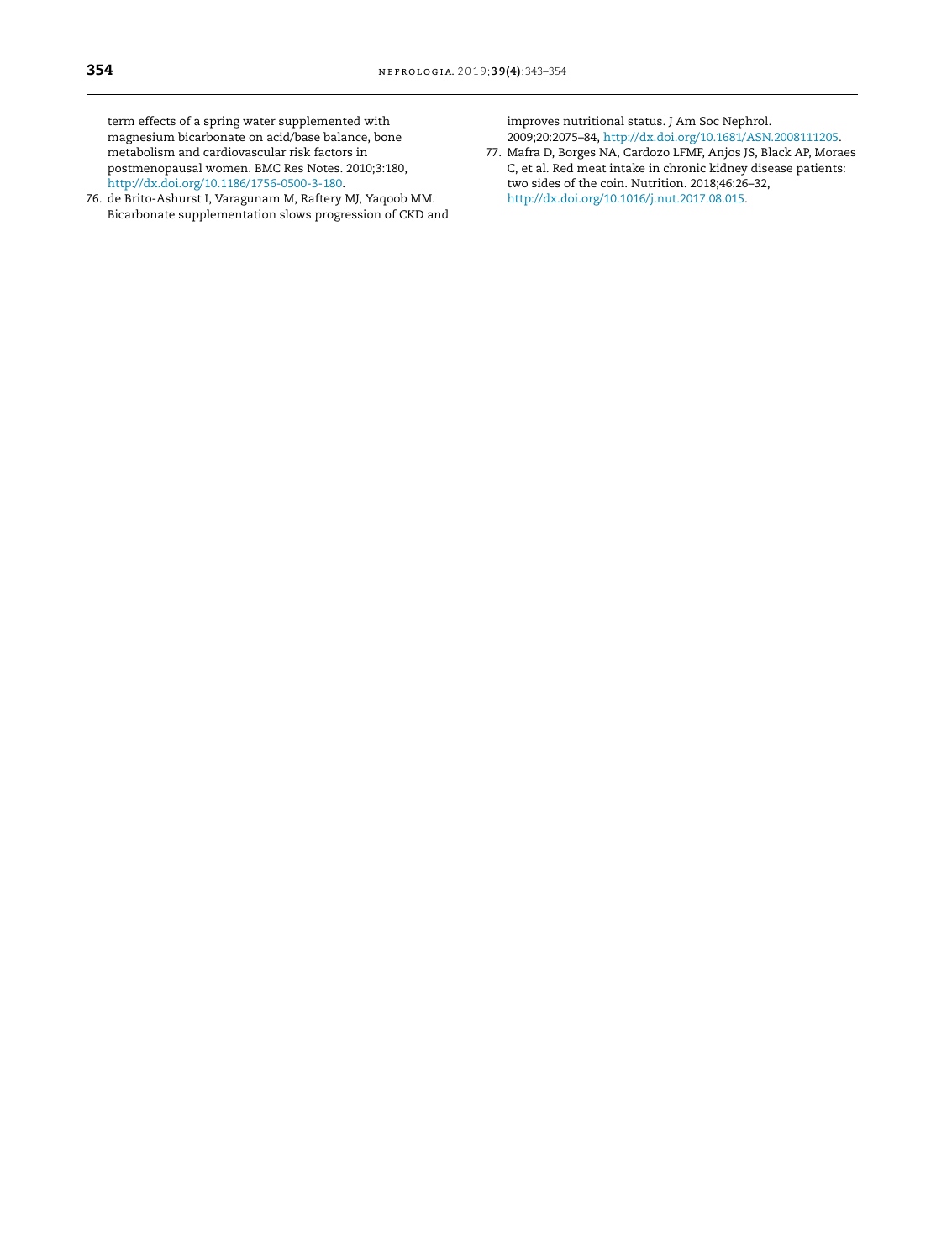term effects of a spring water supplemented with magnesium bicarbonate on acid/base balance, bone metabolism and cardiovascular risk factors in postmenopausal women. BMC Res Notes. 2010;3:180, http://dx.doi.org/10.1186/1756-0500-3-180.

76. de Brito-Ashurst I, Varagunam M, Raftery MJ, Yaqoob MM. Bicarbonate supplementation slows progression of CKD and improves nutritional status. J Am Soc Nephrol. 2009;20:2075–84, http://dx.doi.org/10.1681/ASN.2008111205.

77. Mafra D, Borges NA, Cardozo LFMF, Anjos JS, Black AP, Moraes C, et al. Red meat intake in chronic kidney disease patients: two sides of the coin. Nutrition. 2018;46:26–32, http://dx.doi.org/10.1016/j.nut.2017.08.015.